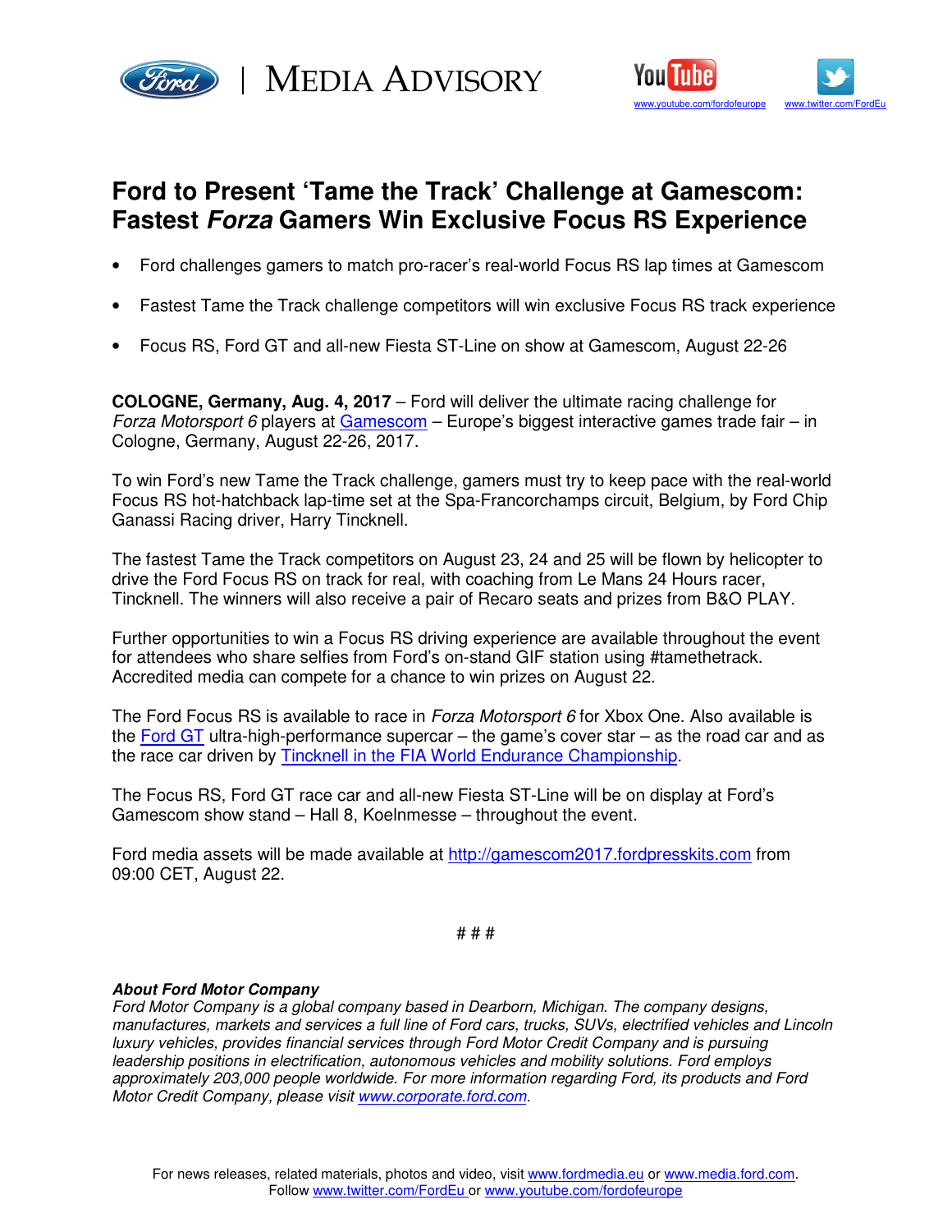| MEDIA ADVISORY

www.youtube.com/fordofeurope www.twitter.com/FordEu

# Ford to Present 'Tame the Track' Challenge at Gamescom: Fastest *Forza* Gamers Win Exclusive Focus RS Experience

- Ford challenges gamers to match pro-racer's real-world Focus RS lap times at Gamescom
- Fastest Tame the Track challenge competitors will win exclusive Focus RS track experience
- Focus RS, Ford GT and all-new Fiesta ST-Line on show at Gamescom, August 22-26

**COLOGNE, Germany, Aug. 4, 2017** – Ford will deliver the ultimate racing challenge for *Forza Motorsport 6* players at Gamescom – Europe's biggest interactive games trade fair – in Cologne, Germany, August 22-26, 2017.

To win Ford's new Tame the Track challenge, gamers must try to keep pace with the real-world Focus RS hot-hatchback lap-time set at the Spa-Francorchamps circuit, Belgium, by Ford Chip Ganassi Racing driver, Harry Tincknell.

The fastest Tame the Track competitors on August 23, 24 and 25 will be flown by helicopter to drive the Ford Focus RS on track for real, with coaching from Le Mans 24 Hours racer, Tincknell. The winners will also receive a pair of Recaro seats and prizes from B&O PLAY.

Further opportunities to win a Focus RS driving experience are available throughout the event for attendees who share selfies from Ford's on-stand GIF station using #tamethetrack. Accredited media can compete for a chance to win prizes on August 22.

The Ford Focus RS is available to race in *Forza Motorsport 6* for Xbox One. Also available is the Ford GT ultra-high-performance supercar – the game's cover star – as the road car and as the race car driven by Tincknell in the FIA World Endurance Championship.

The Focus RS, Ford GT race car and all-new Fiesta ST-Line will be on display at Ford's Gamescom show stand – Hall 8, Koelnmesse – throughout the event.

Ford media assets will be made available at http://gamescom2017.fordpresskits.com from 09:00 CET, August 22.

# # #

***About Ford Motor Company***

*Ford Motor Company is a global company based in Dearborn, Michigan. The company designs, manufactures, markets and services a full line of Ford cars, trucks, SUVs, electrified vehicles and Lincoln luxury vehicles, provides financial services through Ford Motor Credit Company and is pursuing leadership positions in electrification, autonomous vehicles and mobility solutions. Ford employs approximately 203,000 people worldwide. For more information regarding Ford, its products and Ford Motor Credit Company, please visit www.corporate.ford.com.*

For news releases, related materials, photos and video, visit www.fordmedia.eu or www.media.ford.com.
Follow www.twitter.com/FordEu or www.youtube.com/fordofeurope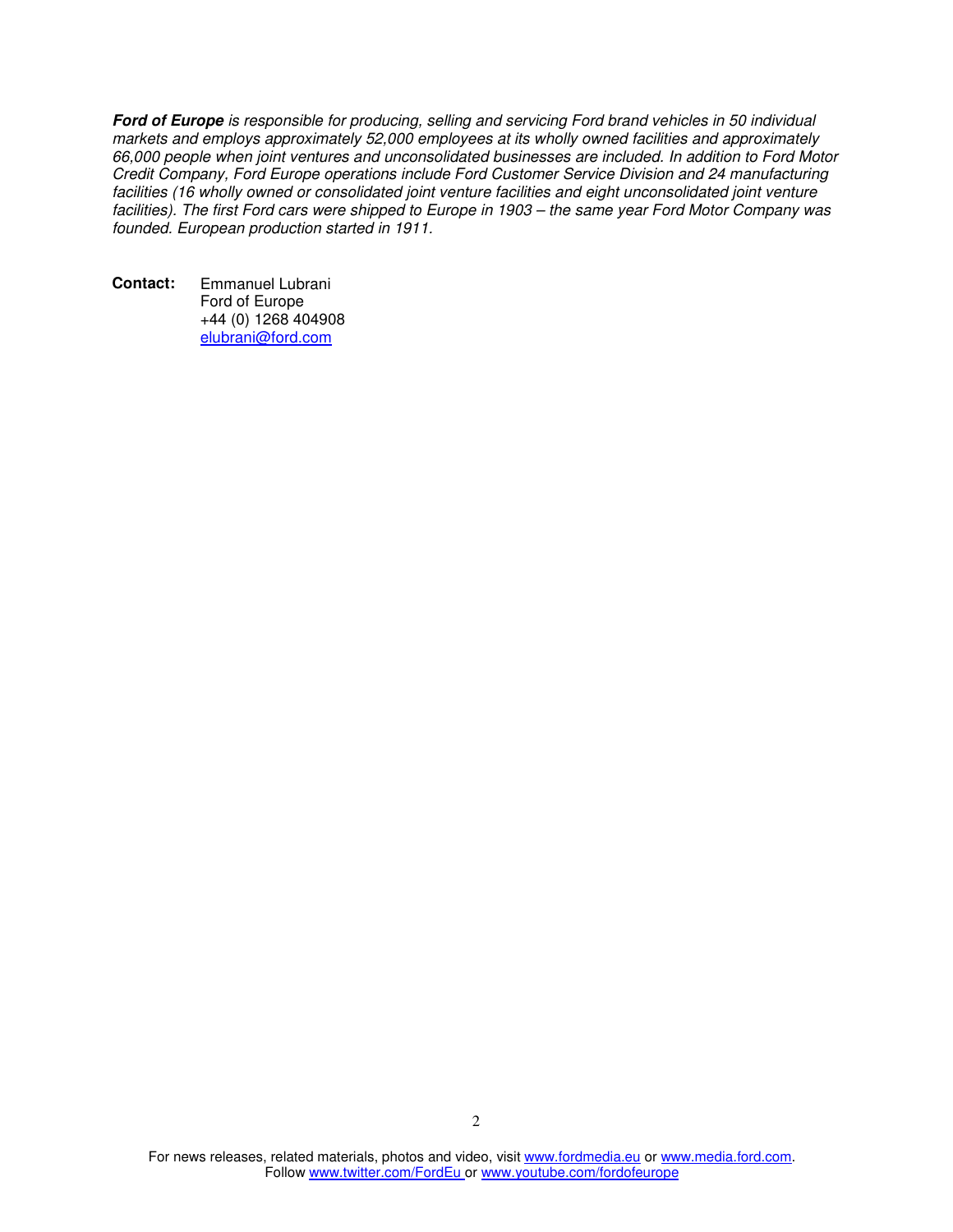***Ford of Europe** is responsible for producing, selling and servicing Ford brand vehicles in 50 individual markets and employs approximately 52,000 employees at its wholly owned facilities and approximately 66,000 people when joint ventures and unconsolidated businesses are included. In addition to Ford Motor Credit Company, Ford Europe operations include Ford Customer Service Division and 24 manufacturing facilities (16 wholly owned or consolidated joint venture facilities and eight unconsolidated joint venture facilities). The first Ford cars were shipped to Europe in 1903 – the same year Ford Motor Company was founded. European production started in 1911.*

**Contact:** Emmanuel Lubrani
Ford of Europe
+44 (0) 1268 404908
elubrani@ford.com

For news releases, related materials, photos and video, visit www.fordmedia.eu or www.media.ford.com.
Follow www.twitter.com/FordEu or www.youtube.com/fordofeurope